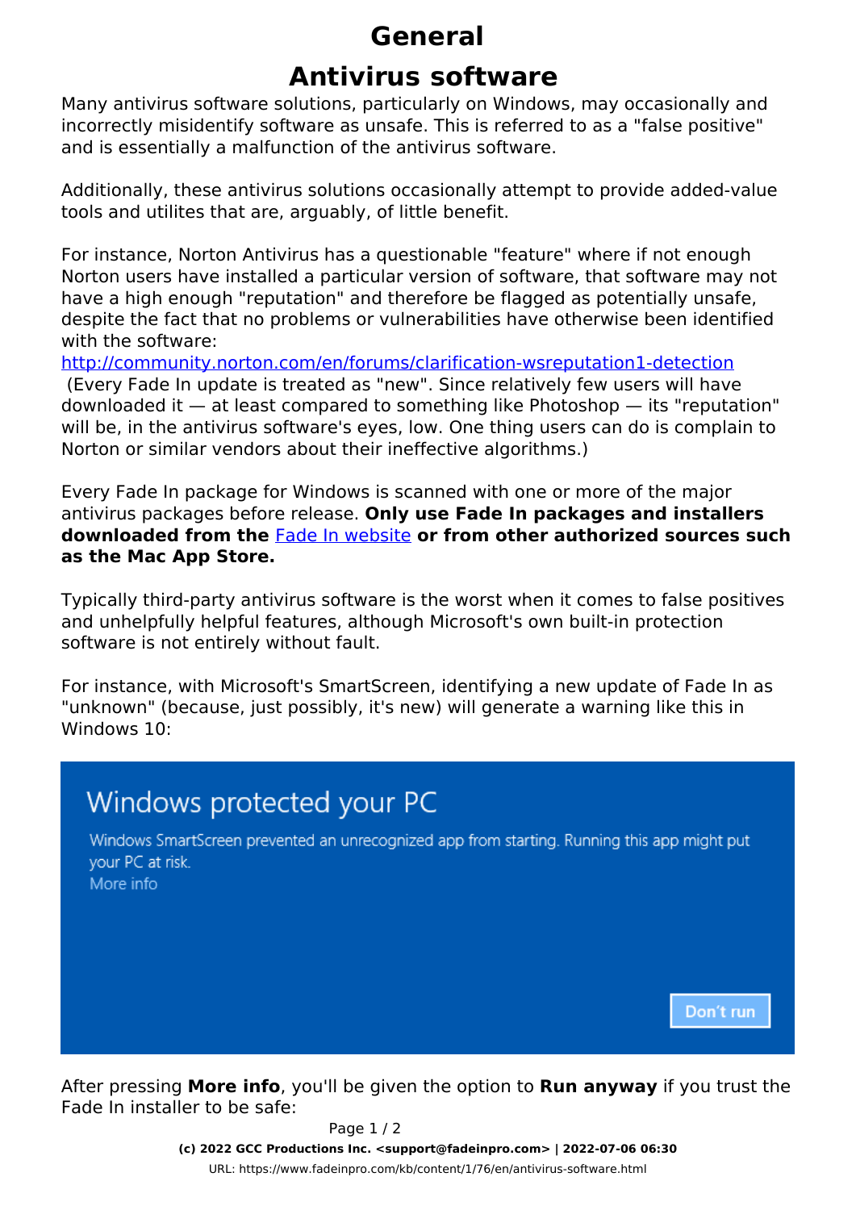# General

## Antivirus software

Many antivirus software solutions, particularly on Windows, may occasionally and incorrectly misidentify software as unsafe. This is referred to as a "false positive" and is essentially a malfunction of the antivirus software.

Additionally, these antivirus solutions occasionally attempt to provide added-value tools and utilites that are, arguably, of little benefit.

For instance, Norton Antivirus has a questionable "feature" where if not enough Norton users have installed a particular version of software, that software may not have a high enough "reputation" and therefore be flagged as potentially unsafe, despite the fact that no problems or vulnerabilities have otherwise been identified with the software:
[http://community.norton.com/en/forums/clarification-wsreputation1-detection](http://community.norton.com/en/forums/clarification-wsreputation1-detection)
(Every Fade In update is treated as "new". Since relatively few users will have downloaded it — at least compared to something like Photoshop — its "reputation" will be, in the antivirus software's eyes, low. One thing users can do is complain to Norton or similar vendors about their ineffective algorithms.)

Every Fade In package for Windows is scanned with one or more of the major antivirus packages before release. **Only use Fade In packages and installers downloaded from the [Fade In website](https://www.fadeinpro.com) or from other authorized sources such as the Mac App Store.**

Typically third-party antivirus software is the worst when it comes to false positives and unhelpfully helpful features, although Microsoft's own built-in protection software is not entirely without fault.

For instance, with Microsoft's SmartScreen, identifying a new update of Fade In as "unknown" (because, just possibly, it's new) will generate a warning like this in Windows 10:

Windows protected your PC

Windows SmartScreen prevented an unrecognized app from starting. Running this app might put your PC at risk.
More info

Don't run

After pressing **More info**, you'll be given the option to **Run anyway** if you trust the Fade In installer to be safe: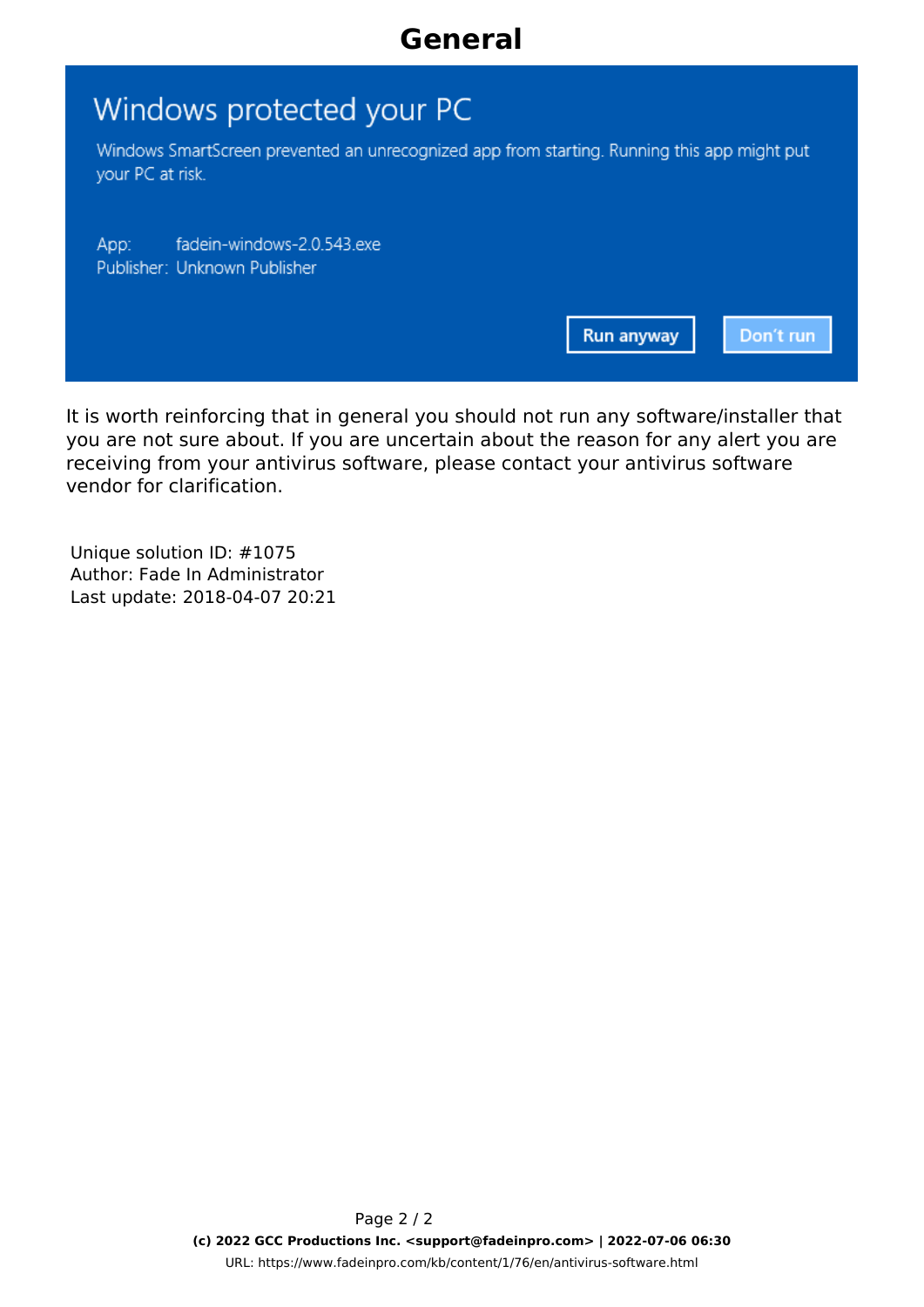Windows protected your PC

Windows SmartScreen prevented an unrecognized app from starting. Running this app might put your PC at risk.

App: fadein-windows-2.0.543.exe
Publisher: Unknown Publisher

Run anyway | Don't run

It is worth reinforcing that in general you should not run any software/installer that you are not sure about. If you are uncertain about the reason for any alert you are receiving from your antivirus software, please contact your antivirus software vendor for clarification.

Unique solution ID: #1075
Author: Fade In Administrator
Last update: 2018-04-07 20:21